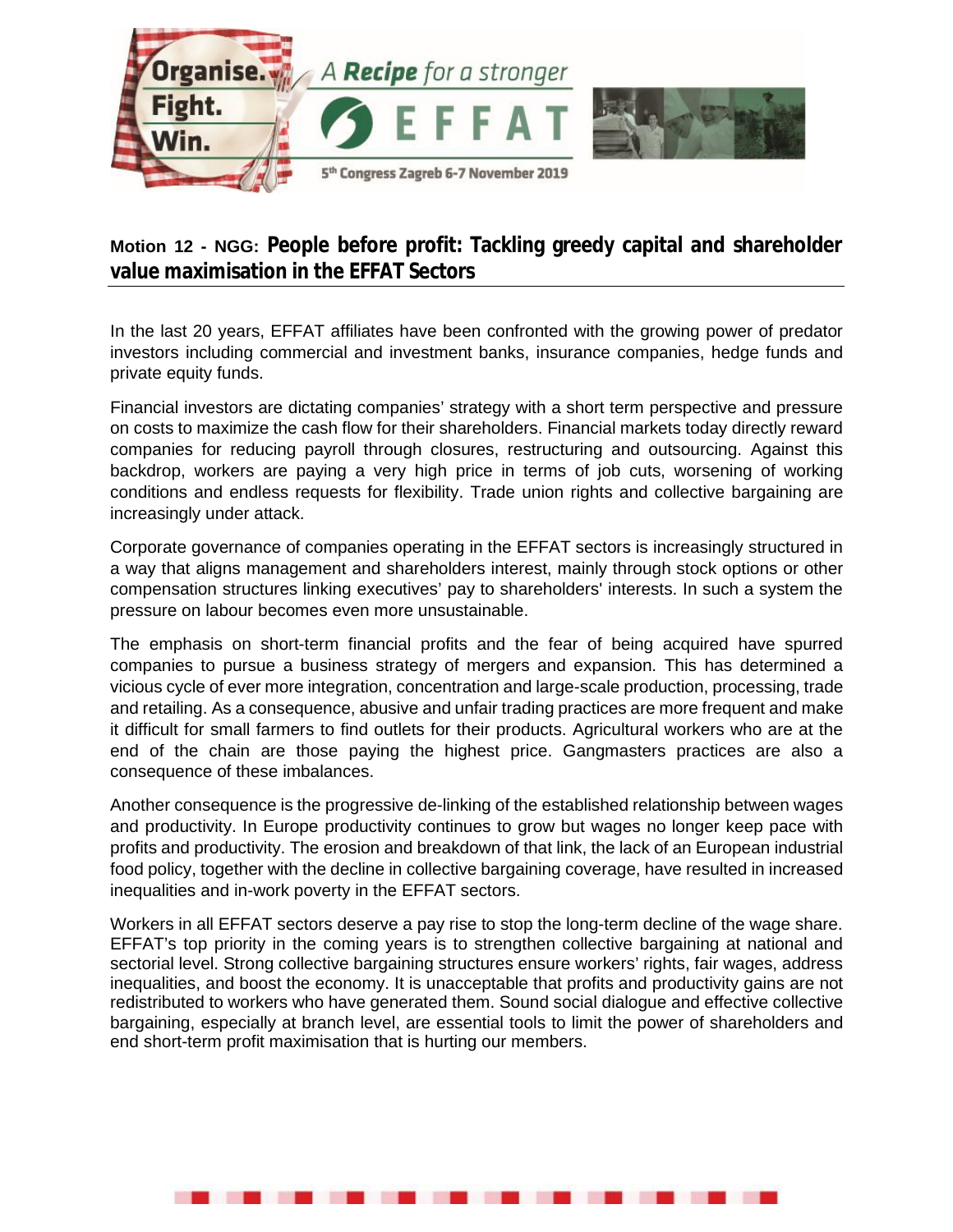Organise. Fight. Win.

A **Recipe** for a stronger EFFAT

5th Congress Zagreb 6-7 November 2019

## Motion 12 - NGG: People before profit: Tackling greedy capital and shareholder value maximisation in the EFFAT Sectors

In the last 20 years, EFFAT affiliates have been confronted with the growing power of predator investors including commercial and investment banks, insurance companies, hedge funds and private equity funds.

Financial investors are dictating companies' strategy with a short term perspective and pressure on costs to maximize the cash flow for their shareholders. Financial markets today directly reward companies for reducing payroll through closures, restructuring and outsourcing. Against this backdrop, workers are paying a very high price in terms of job cuts, worsening of working conditions and endless requests for flexibility. Trade union rights and collective bargaining are increasingly under attack.

Corporate governance of companies operating in the EFFAT sectors is increasingly structured in a way that aligns management and shareholders interest, mainly through stock options or other compensation structures linking executives' pay to shareholders' interests. In such a system the pressure on labour becomes even more unsustainable.

The emphasis on short-term financial profits and the fear of being acquired have spurred companies to pursue a business strategy of mergers and expansion. This has determined a vicious cycle of ever more integration, concentration and large-scale production, processing, trade and retailing. As a consequence, abusive and unfair trading practices are more frequent and make it difficult for small farmers to find outlets for their products. Agricultural workers who are at the end of the chain are those paying the highest price. Gangmasters practices are also a consequence of these imbalances.

Another consequence is the progressive de-linking of the established relationship between wages and productivity. In Europe productivity continues to grow but wages no longer keep pace with profits and productivity. The erosion and breakdown of that link, the lack of an European industrial food policy, together with the decline in collective bargaining coverage, have resulted in increased inequalities and in-work poverty in the EFFAT sectors.

Workers in all EFFAT sectors deserve a pay rise to stop the long-term decline of the wage share. EFFAT's top priority in the coming years is to strengthen collective bargaining at national and sectorial level. Strong collective bargaining structures ensure workers' rights, fair wages, address inequalities, and boost the economy. It is unacceptable that profits and productivity gains are not redistributed to workers who have generated them. Sound social dialogue and effective collective bargaining, especially at branch level, are essential tools to limit the power of shareholders and end short-term profit maximisation that is hurting our members.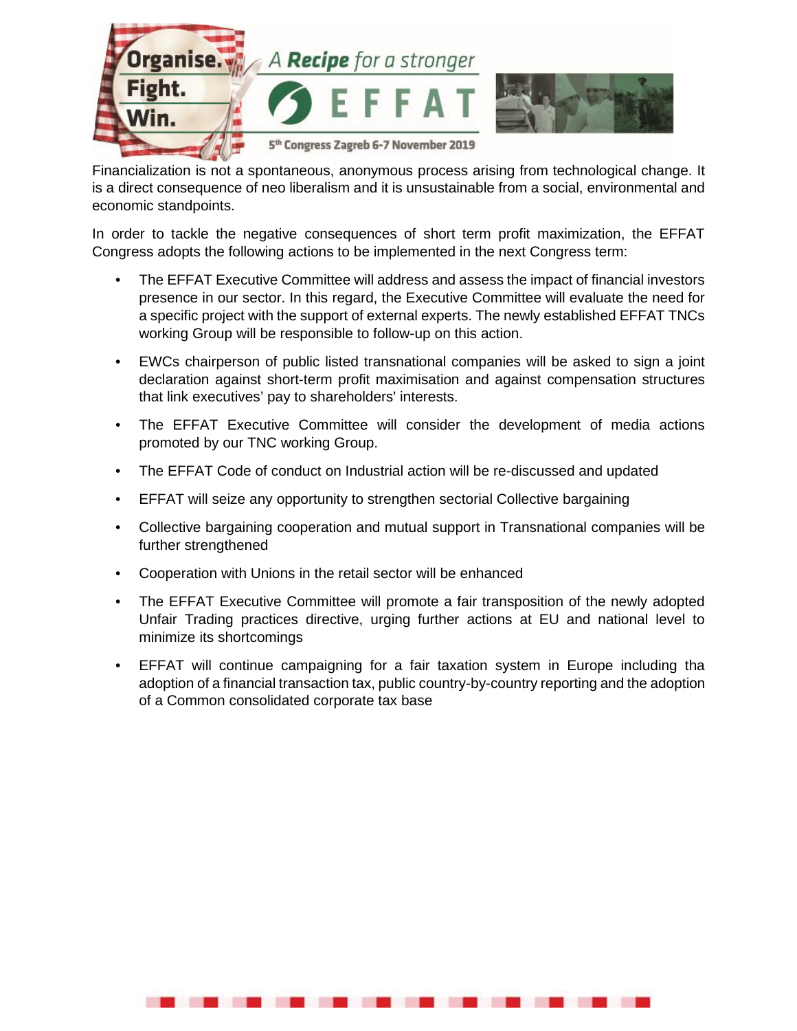Financialization is not a spontaneous, anonymous process arising from technological change. It is a direct consequence of neo liberalism and it is unsustainable from a social, environmental and economic standpoints.

In order to tackle the negative consequences of short term profit maximization, the EFFAT Congress adopts the following actions to be implemented in the next Congress term:

- The EFFAT Executive Committee will address and assess the impact of financial investors presence in our sector. In this regard, the Executive Committee will evaluate the need for a specific project with the support of external experts. The newly established EFFAT TNCs working Group will be responsible to follow-up on this action.
- EWCs chairperson of public listed transnational companies will be asked to sign a joint declaration against short-term profit maximisation and against compensation structures that link executives' pay to shareholders' interests.
- The EFFAT Executive Committee will consider the development of media actions promoted by our TNC working Group.
- The EFFAT Code of conduct on Industrial action will be re-discussed and updated
- EFFAT will seize any opportunity to strengthen sectorial Collective bargaining
- Collective bargaining cooperation and mutual support in Transnational companies will be further strengthened
- Cooperation with Unions in the retail sector will be enhanced
- The EFFAT Executive Committee will promote a fair transposition of the newly adopted Unfair Trading practices directive, urging further actions at EU and national level to minimize its shortcomings
- EFFAT will continue campaigning for a fair taxation system in Europe including tha adoption of a financial transaction tax, public country-by-country reporting and the adoption of a Common consolidated corporate tax base